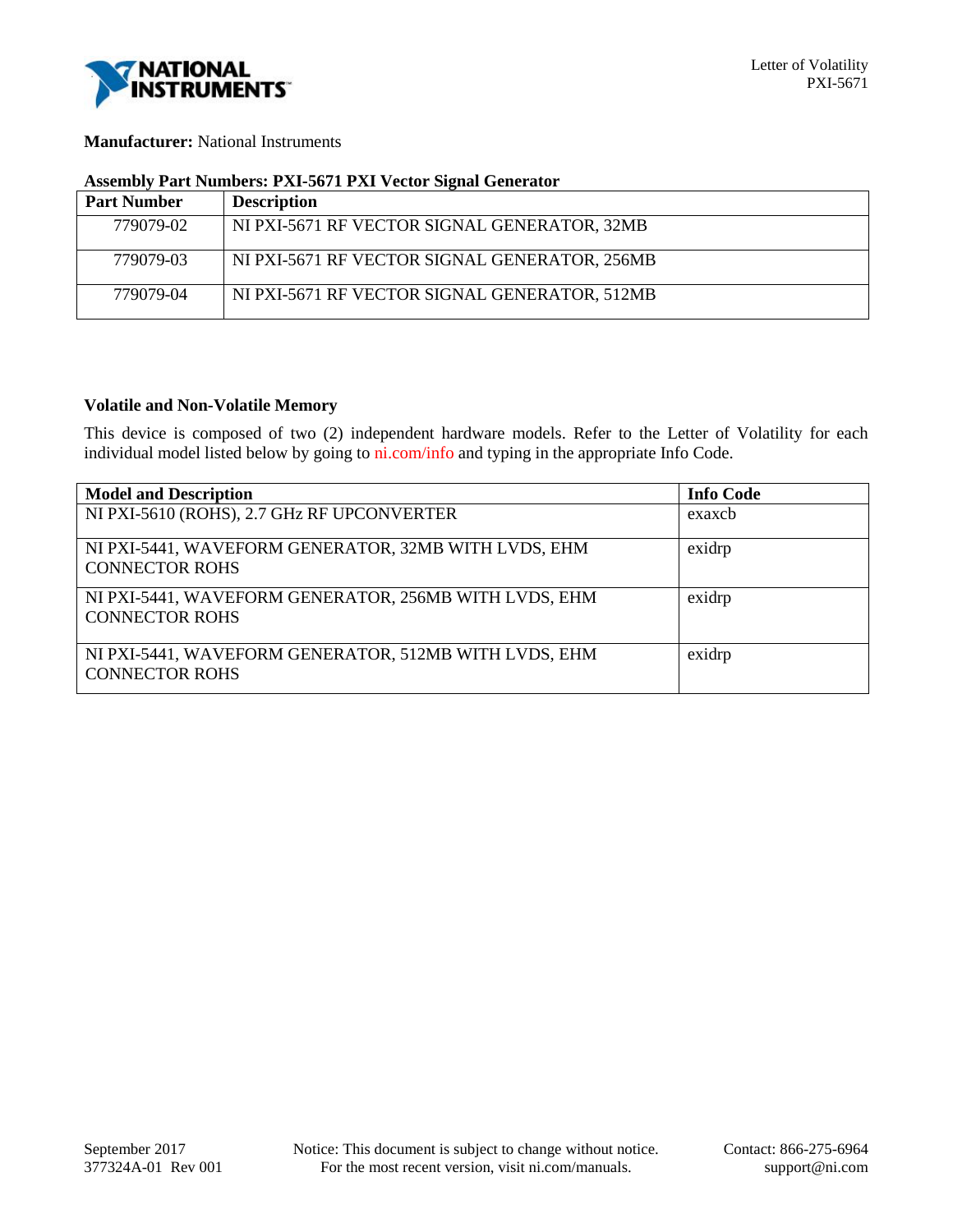**Manufacturer:** National Instruments

**Assembly Part Numbers: PXI-5671 PXI Vector Signal Generator**

| Part Number | Description |
|---|---|
| 779079-02 | NI PXI-5671 RF VECTOR SIGNAL GENERATOR, 32MB |
| 779079-03 | NI PXI-5671 RF VECTOR SIGNAL GENERATOR, 256MB |
| 779079-04 | NI PXI-5671 RF VECTOR SIGNAL GENERATOR, 512MB |

**Volatile and Non-Volatile Memory**

This device is composed of two (2) independent hardware models. Refer to the Letter of Volatility for each individual model listed below by going to ni.com/info and typing in the appropriate Info Code.

| Model and Description | Info Code |
|---|---|
| NI PXI-5610 (ROHS), 2.7 GHz RF UPCONVERTER | exaxcb |
| NI PXI-5441, WAVEFORM GENERATOR, 32MB WITH LVDS, EHM CONNECTOR ROHS | exidrp |
| NI PXI-5441, WAVEFORM GENERATOR, 256MB WITH LVDS, EHM CONNECTOR ROHS | exidrp |
| NI PXI-5441, WAVEFORM GENERATOR, 512MB WITH LVDS, EHM CONNECTOR ROHS | exidrp |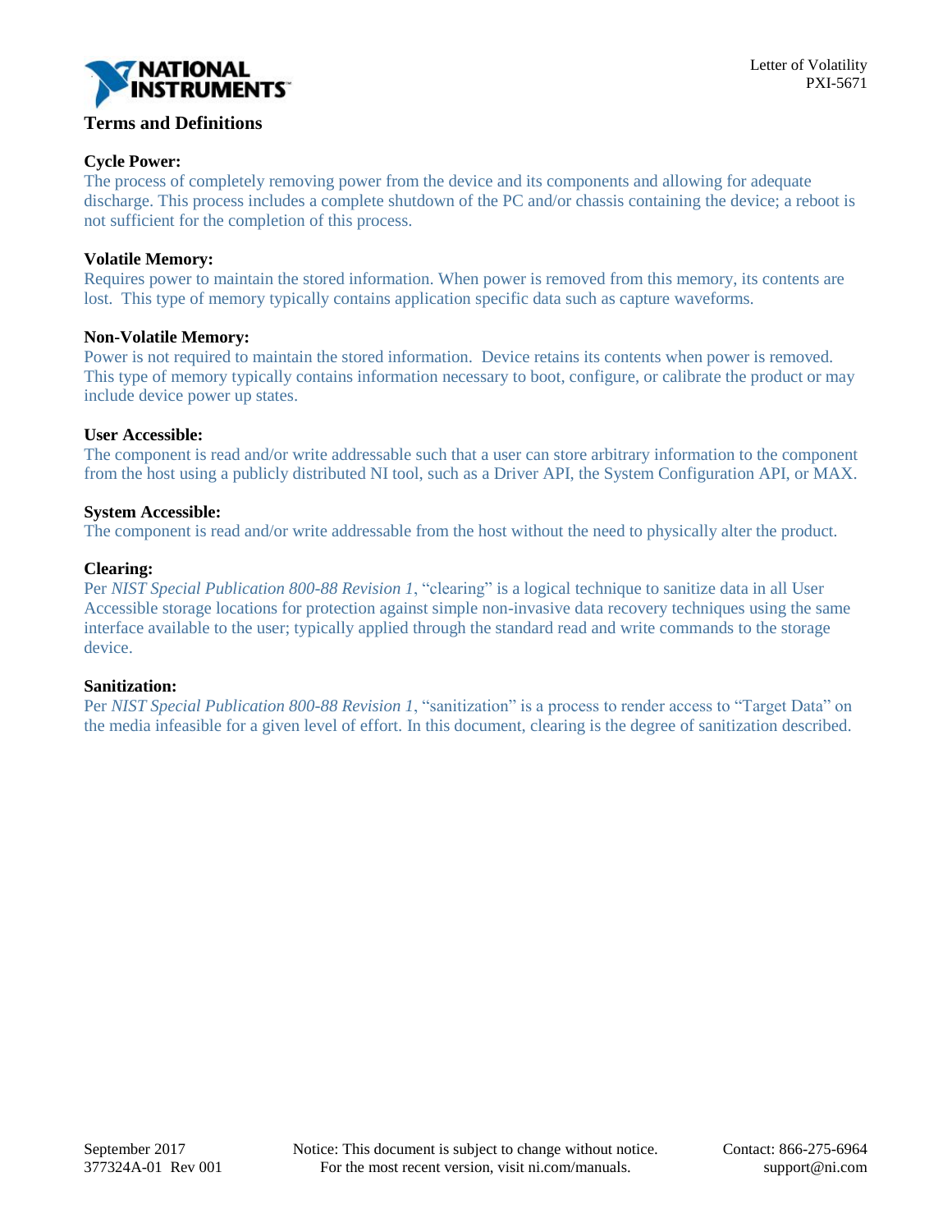## Terms and Definitions

**Cycle Power:**
The process of completely removing power from the device and its components and allowing for adequate discharge. This process includes a complete shutdown of the PC and/or chassis containing the device; a reboot is not sufficient for the completion of this process.

**Volatile Memory:**
Requires power to maintain the stored information. When power is removed from this memory, its contents are lost. This type of memory typically contains application specific data such as capture waveforms.

**Non-Volatile Memory:**
Power is not required to maintain the stored information. Device retains its contents when power is removed. This type of memory typically contains information necessary to boot, configure, or calibrate the product or may include device power up states.

**User Accessible:**
The component is read and/or write addressable such that a user can store arbitrary information to the component from the host using a publicly distributed NI tool, such as a Driver API, the System Configuration API, or MAX.

**System Accessible:**
The component is read and/or write addressable from the host without the need to physically alter the product.

**Clearing:**
Per *NIST Special Publication 800-88 Revision 1*, "clearing" is a logical technique to sanitize data in all User Accessible storage locations for protection against simple non-invasive data recovery techniques using the same interface available to the user; typically applied through the standard read and write commands to the storage device.

**Sanitization:**
Per *NIST Special Publication 800-88 Revision 1*, "sanitization" is a process to render access to "Target Data" on the media infeasible for a given level of effort. In this document, clearing is the degree of sanitization described.